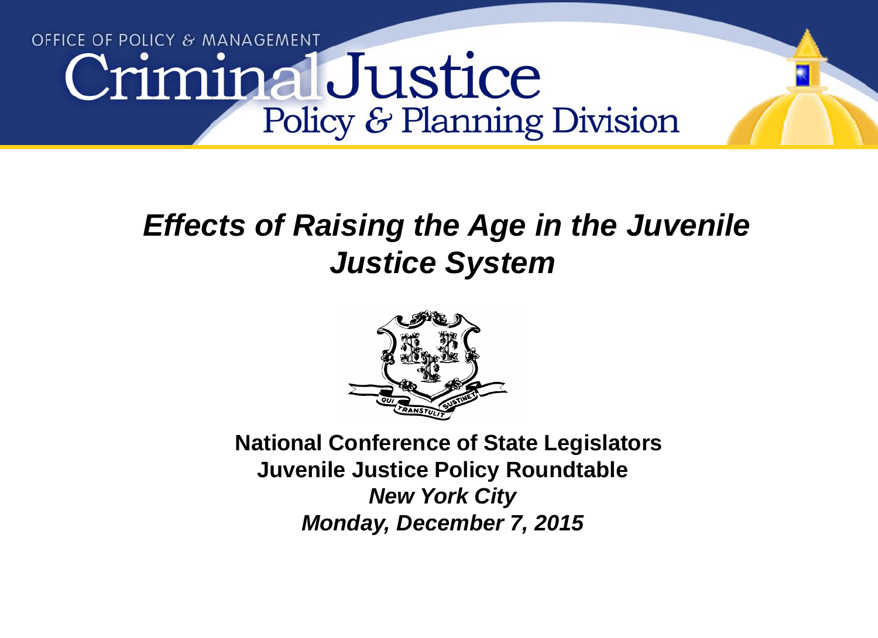OFFICE OF POLICY & MANAGEMENT

Criminal Justice Policy & Planning Division

# *Effects of Raising the Age in the Juvenile Justice System*

**National Conference of State Legislators**
**Juvenile Justice Policy Roundtable**
***New York City***
***Monday, December 7, 2015***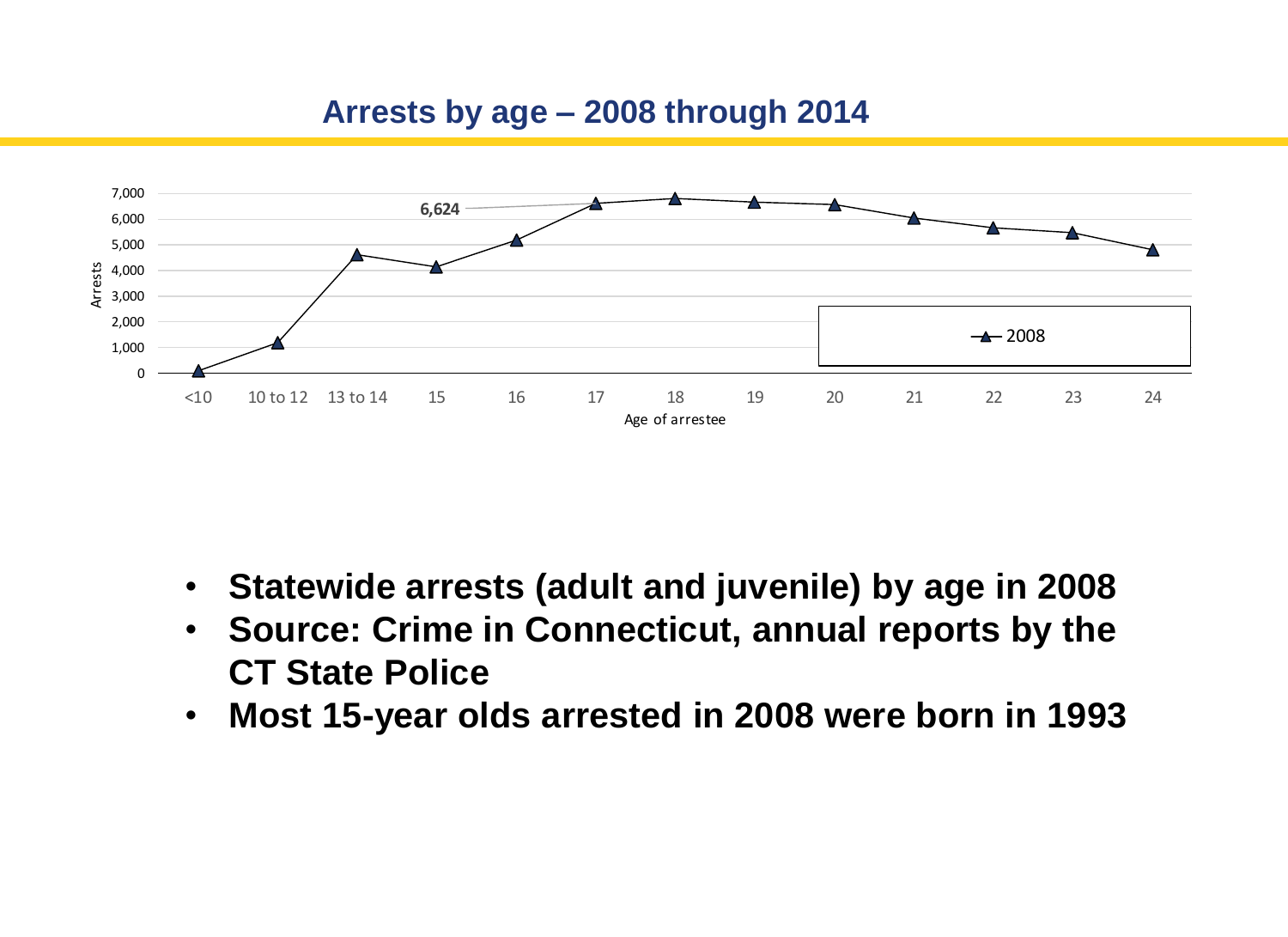# Arrests by age – 2008 through 2014

- **Statewide arrests (adult and juvenile) by age in 2008**
- **Source: Crime in Connecticut, annual reports by the CT State Police**
- **Most 15-year olds arrested in 2008 were born in 1993**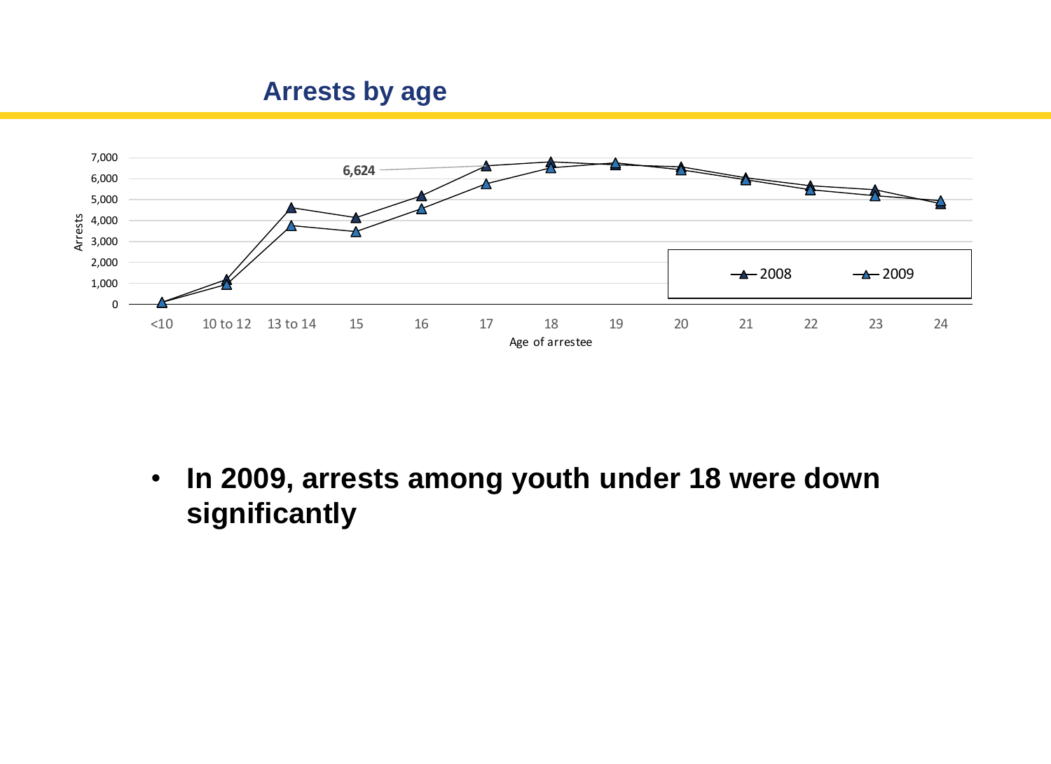## Arrests by age

- **In 2009, arrests among youth under 18 were down significantly**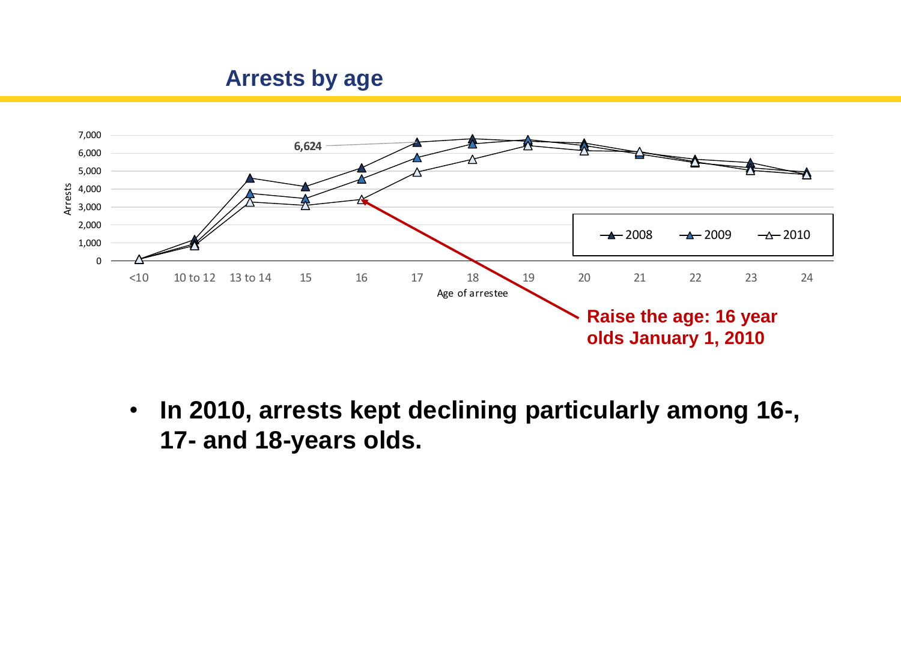## Arrests by age

Arrests

7,000
6,000
5,000
4,000
3,000
2,000
1,000
0

6,624

<10 | 10 to 12 | 13 to 14 | 15 | 16 | 17 | 18 | 19 | 20 | 21 | 22 | 23 | 24

Age of arrestee

2008 | 2009 | 2010

**Raise the age: 16 year olds January 1, 2010**

- **In 2010, arrests kept declining particularly among 16-, 17- and 18-years olds.**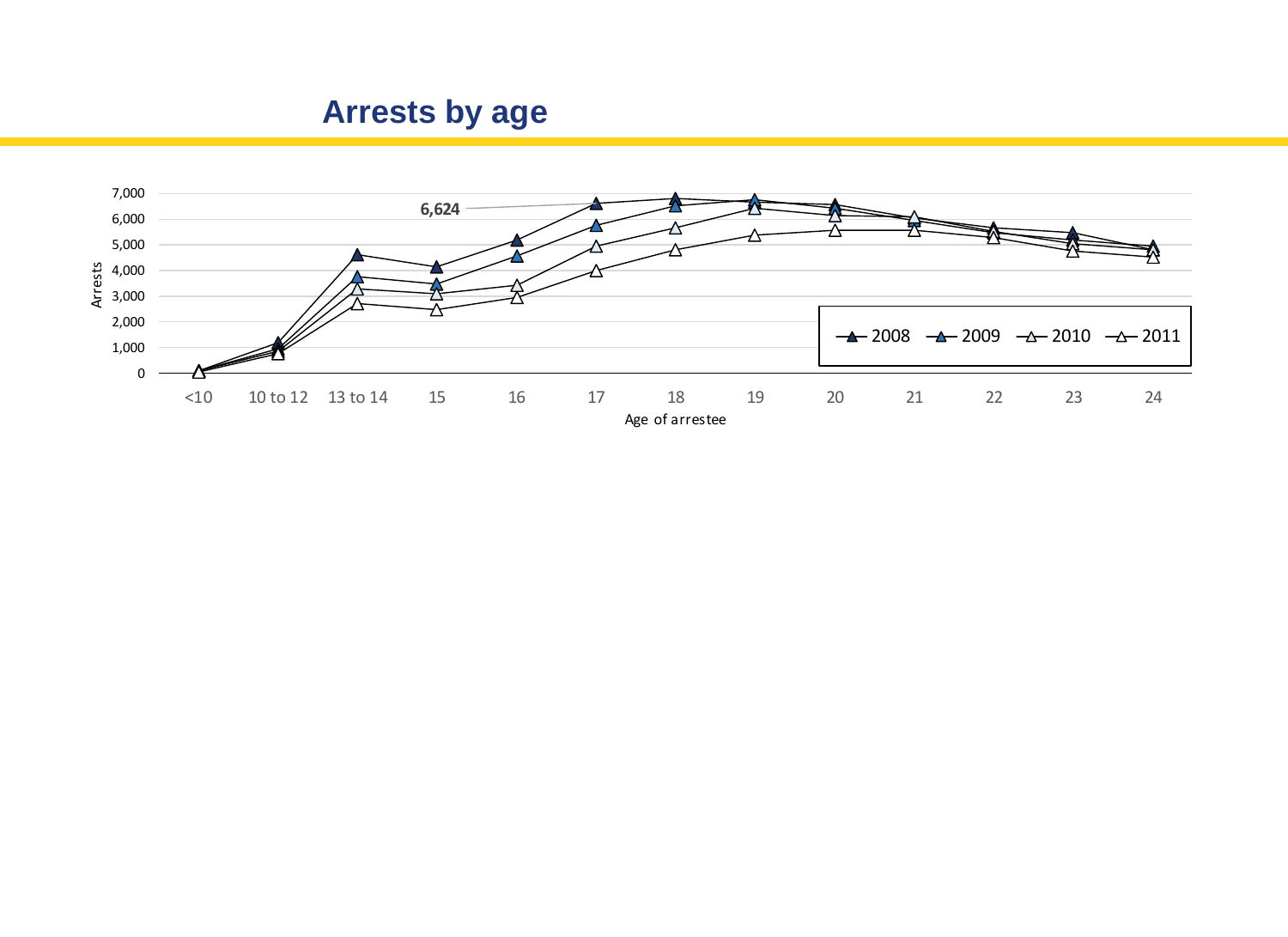# Arrests by age

Arrests

7,000
6,000
5,000
4,000
3,000
2,000
1,000
0

6,624

2008 2009 2010 2011

<10 10 to 12 13 to 14 15 16 17 18 19 20 21 22 23 24

Age of arrestee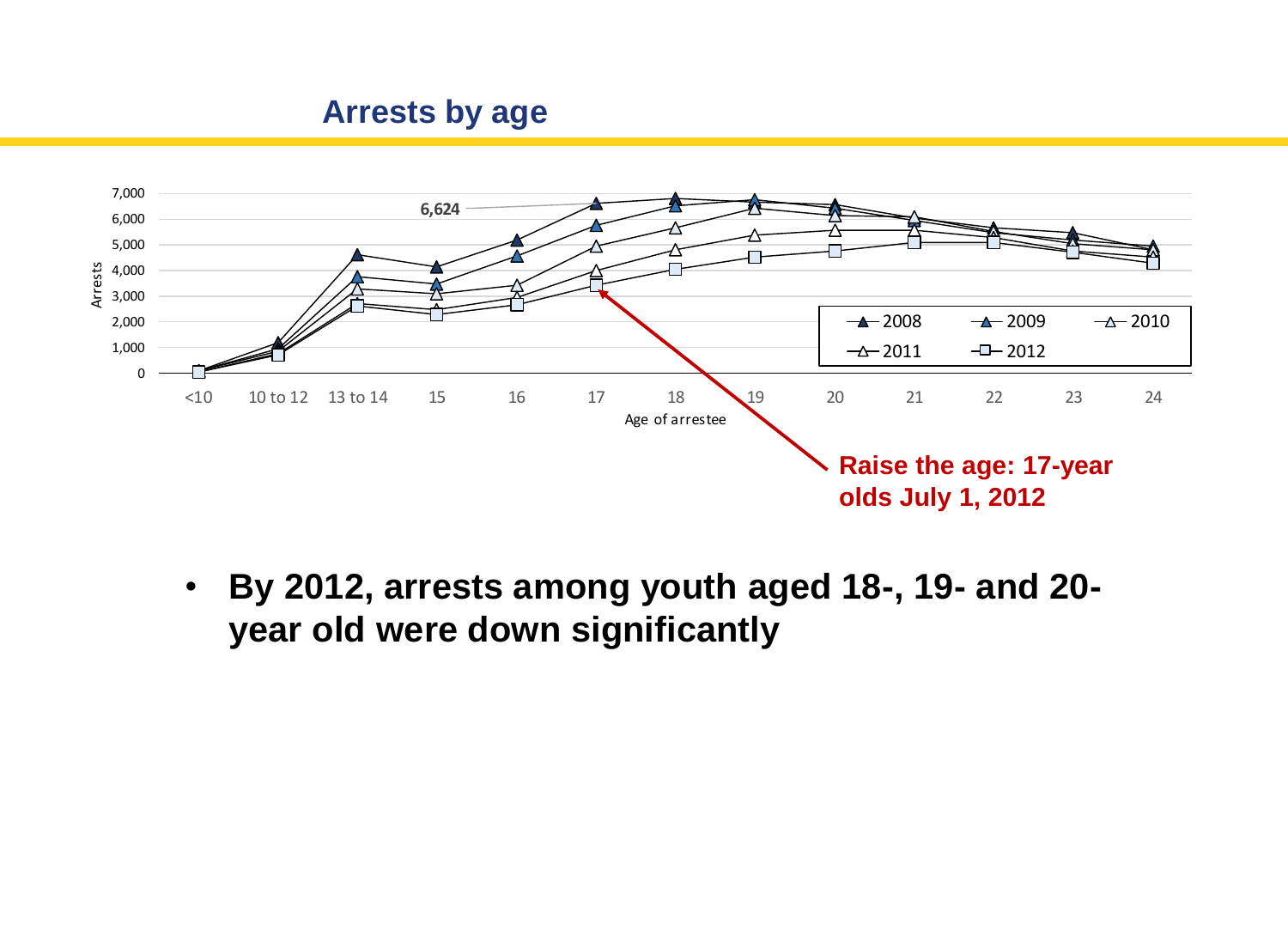## Arrests by age

Arrests

7,000
6,000
5,000
4,000
3,000
2,000
1,000
0

6,624

<10 | 10 to 12 | 13 to 14 | 15 | 16 | 17 | 18 | 19 | 20 | 21 | 22 | 23 | 24

Age of arrestee

2008 | 2009 | 2010 | 2011 | 2012

**Raise the age: 17-year olds July 1, 2012**

- **By 2012, arrests among youth aged 18-, 19- and 20-year old were down significantly**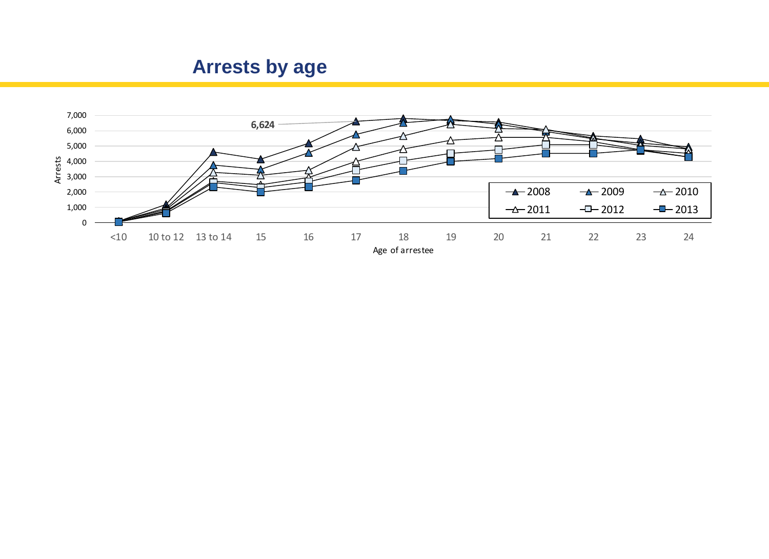# Arrests by age

Arrests

7,000
6,000
5,000
4,000
3,000
2,000
1,000
0

6,624

<10 | 10 to 12 | 13 to 14 | 15 | 16 | 17 | 18 | 19 | 20 | 21 | 22 | 23 | 24

Age of arrestee

2008 | 2009 | 2010 | 2011 | 2012 | 2013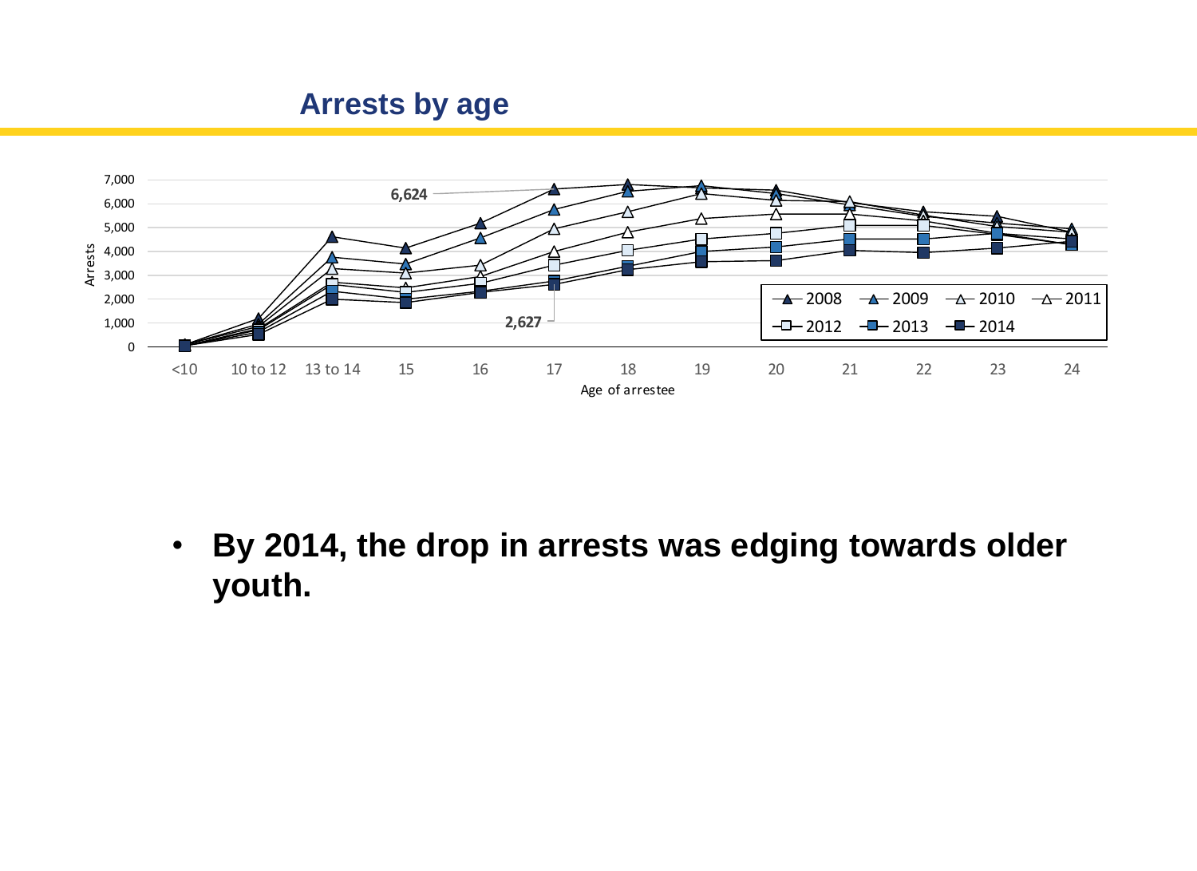## Arrests by age

Arrests

7,000
6,000
5,000
4,000
3,000
2,000
1,000
0

6,624

2,627

<10 | 10 to 12 | 13 to 14 | 15 | 16 | 17 | 18 | 19 | 20 | 21 | 22 | 23 | 24

Age of arrestee

2008 | 2009 | 2010 | 2011 | 2012 | 2013 | 2014

- **By 2014, the drop in arrests was edging towards older youth.**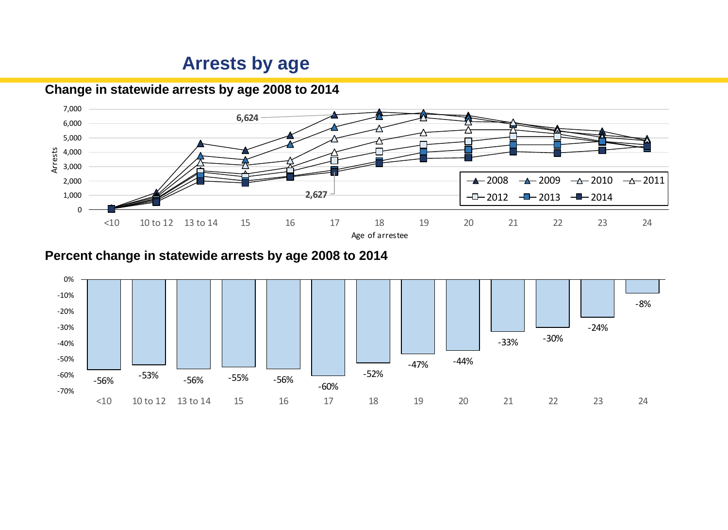# Arrests by age

## Change in statewide arrests by age 2008 to 2014

## Percent change in statewide arrests by age 2008 to 2014

| Age | <10 | 10 to 12 | 13 to 14 | 15 | 16 | 17 | 18 | 19 | 20 | 21 | 22 | 23 | 24 |
|---|---|---|---|---|---|---|---|---|---|---|---|---|---|
| Percent change | -56% | -53% | -56% | -55% | -56% | -60% | -52% | -47% | -44% | -33% | -30% | -24% | -8% |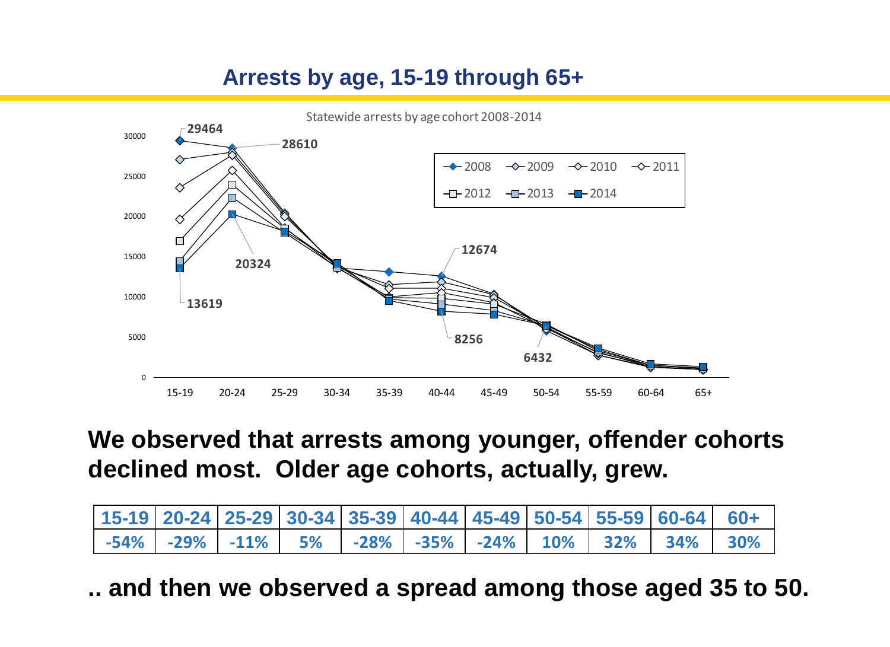## Arrests by age, 15-19 through 65+

Statewide arrests by age cohort 2008-2014

**We observed that arrests among younger, offender cohorts declined most. Older age cohorts, actually, grew.**

| 15-19 | 20-24 | 25-29 | 30-34 | 35-39 | 40-44 | 45-49 | 50-54 | 55-59 | 60-64 | 60+ |
|---|---|---|---|---|---|---|---|---|---|---|
| -54% | -29% | -11% | 5% | -28% | -35% | -24% | 10% | 32% | 34% | 30% |

**.. and then we observed a spread among those aged 35 to 50.**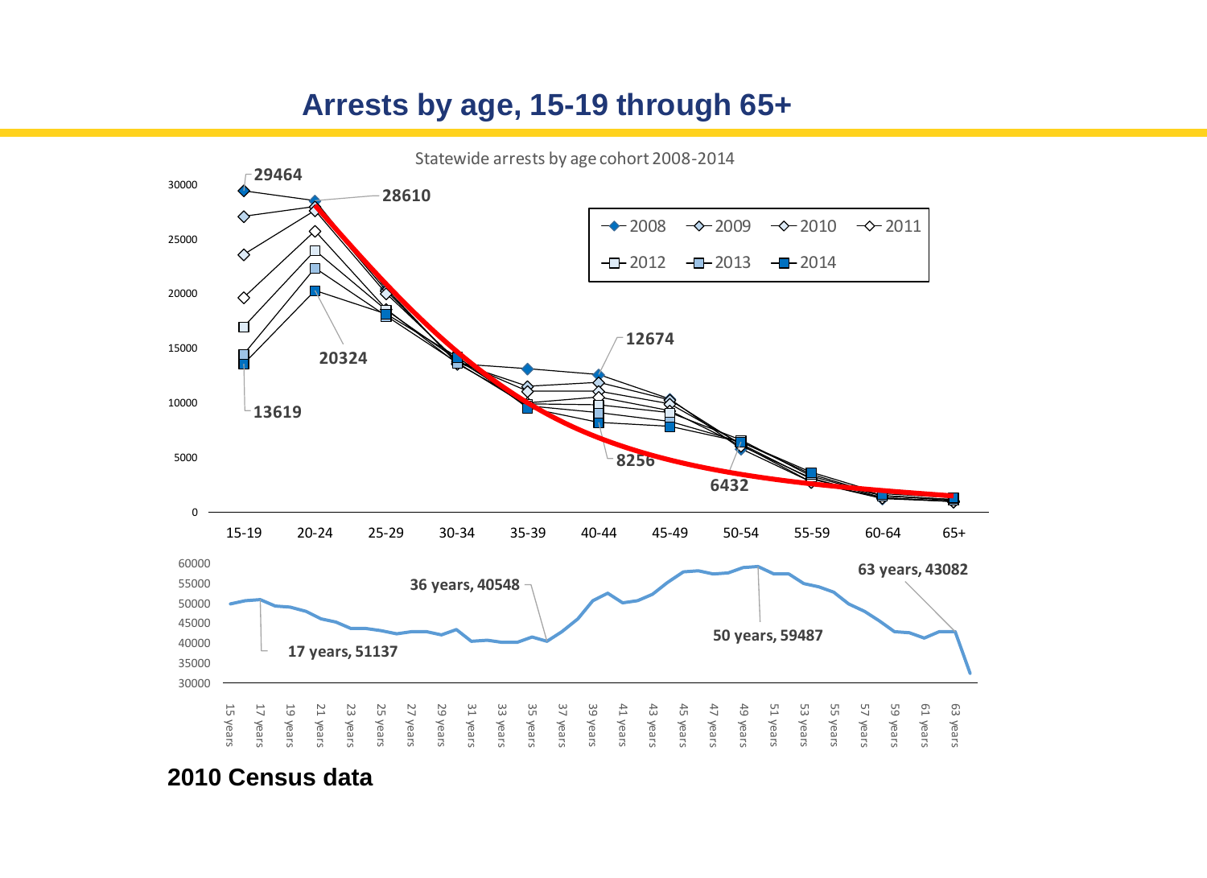# Arrests by age, 15-19 through 65+

Statewide arrests by age cohort 2008-2014

2008 | 2009 | 2010 | 2011 | 2012 | 2013 | 2014

29464

28610

20324

13619

12674

8256

6432

17 years, 51137

36 years, 40548

50 years, 59487

63 years, 43082

**2010 Census data**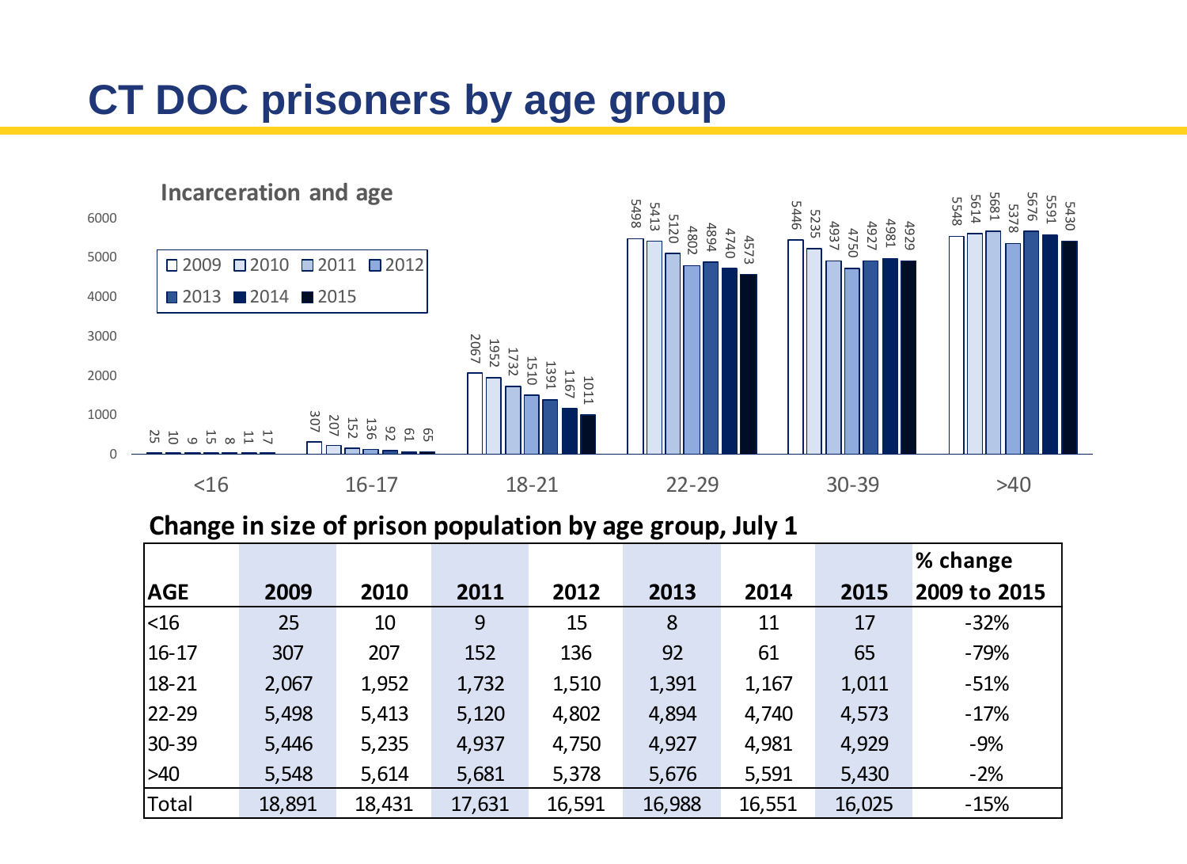# CT DOC prisoners by age group

Incarceration and age

## Change in size of prison population by age group, July 1

| AGE | 2009 | 2010 | 2011 | 2012 | 2013 | 2014 | 2015 | % change 2009 to 2015 |
|---|---|---|---|---|---|---|---|---|
| <16 | 25 | 10 | 9 | 15 | 8 | 11 | 17 | -32% |
| 16-17 | 307 | 207 | 152 | 136 | 92 | 61 | 65 | -79% |
| 18-21 | 2,067 | 1,952 | 1,732 | 1,510 | 1,391 | 1,167 | 1,011 | -51% |
| 22-29 | 5,498 | 5,413 | 5,120 | 4,802 | 4,894 | 4,740 | 4,573 | -17% |
| 30-39 | 5,446 | 5,235 | 4,937 | 4,750 | 4,927 | 4,981 | 4,929 | -9% |
| >40 | 5,548 | 5,614 | 5,681 | 5,378 | 5,676 | 5,591 | 5,430 | -2% |
| Total | 18,891 | 18,431 | 17,631 | 16,591 | 16,988 | 16,551 | 16,025 | -15% |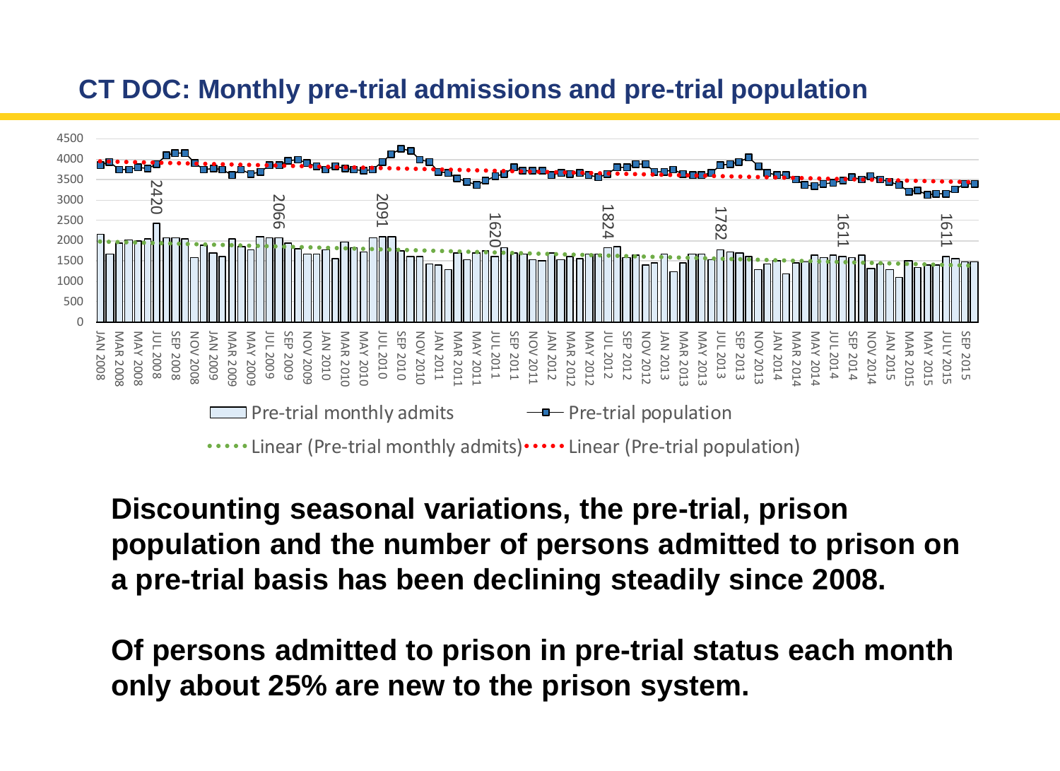## CT DOC: Monthly pre-trial admissions and pre-trial population

**Discounting seasonal variations, the pre-trial, prison population and the number of persons admitted to prison on a pre-trial basis has been declining steadily since 2008.**

**Of persons admitted to prison in pre-trial status each month only about 25% are new to the prison system.**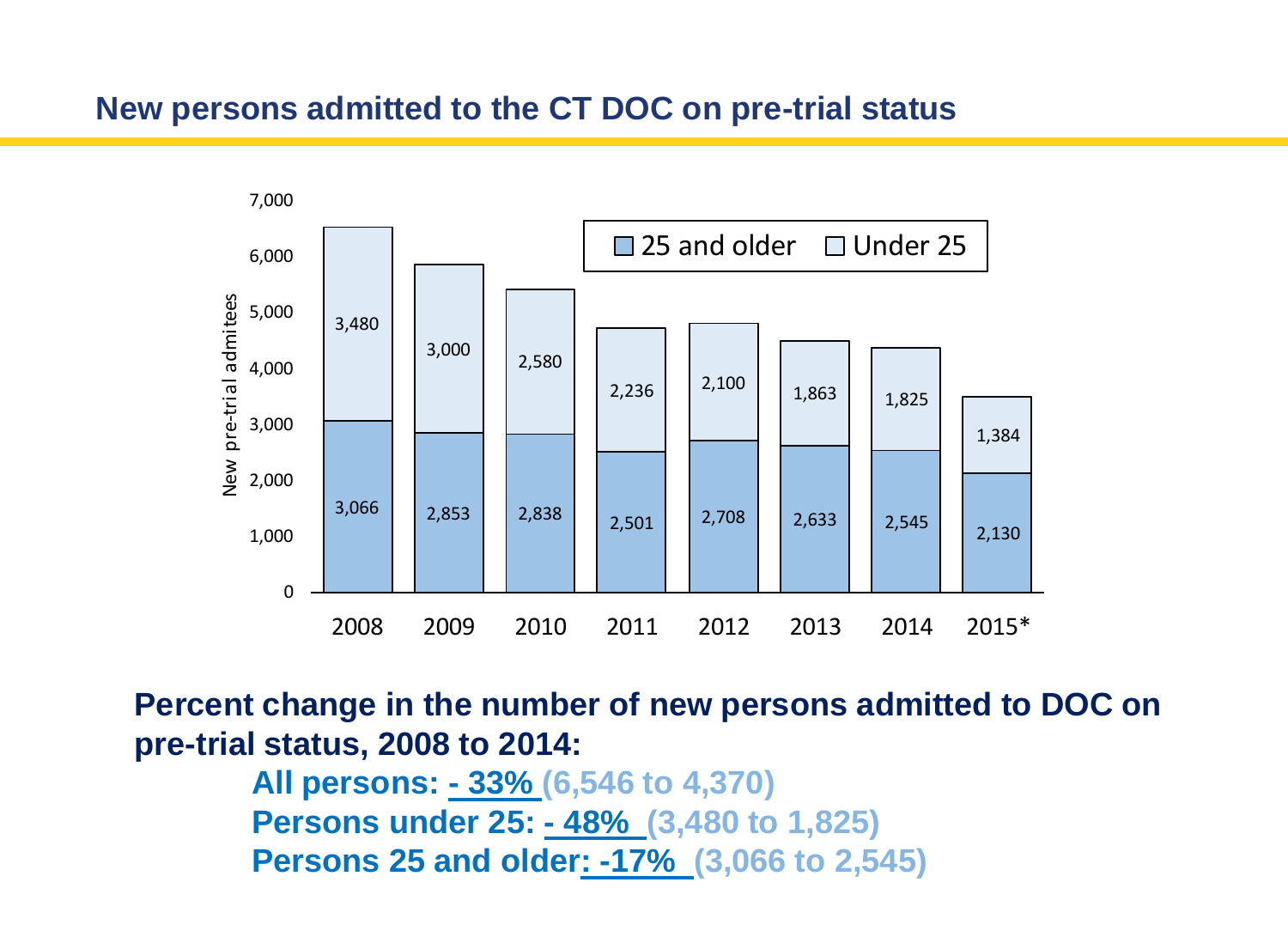## New persons admitted to the CT DOC on pre-trial status

| Year | 25 and older | Under 25 |
|---|---|---|
| 2008 | 3,066 | 3,480 |
| 2009 | 2,853 | 3,000 |
| 2010 | 2,838 | 2,580 |
| 2011 | 2,501 | 2,236 |
| 2012 | 2,708 | 2,100 |
| 2013 | 2,633 | 1,863 |
| 2014 | 2,545 | 1,825 |
| 2015* | 2,130 | 1,384 |

**Percent change in the number of new persons admitted to DOC on pre-trial status, 2008 to 2014:**

- **All persons: - 33% (6,546 to 4,370)**
- **Persons under 25: - 48% (3,480 to 1,825)**
- **Persons 25 and older: -17% (3,066 to 2,545)**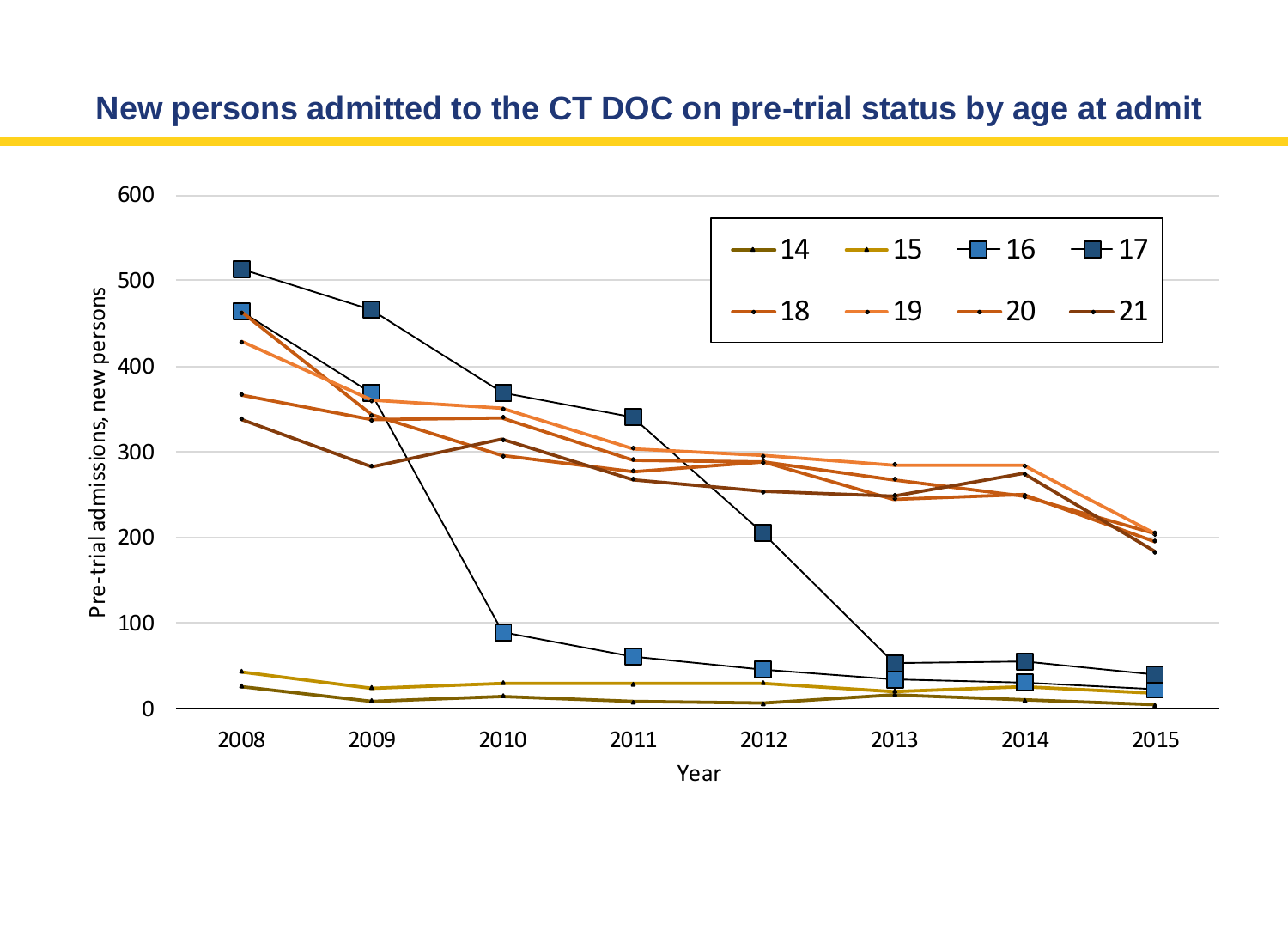## New persons admitted to the CT DOC on pre-trial status by age at admit

Pre-trial admissions, new persons

Legend: 14, 15, 16, 17, 18, 19, 20, 21

Year: 2008, 2009, 2010, 2011, 2012, 2013, 2014, 2015

Y-axis: 0, 100, 200, 300, 400, 500, 600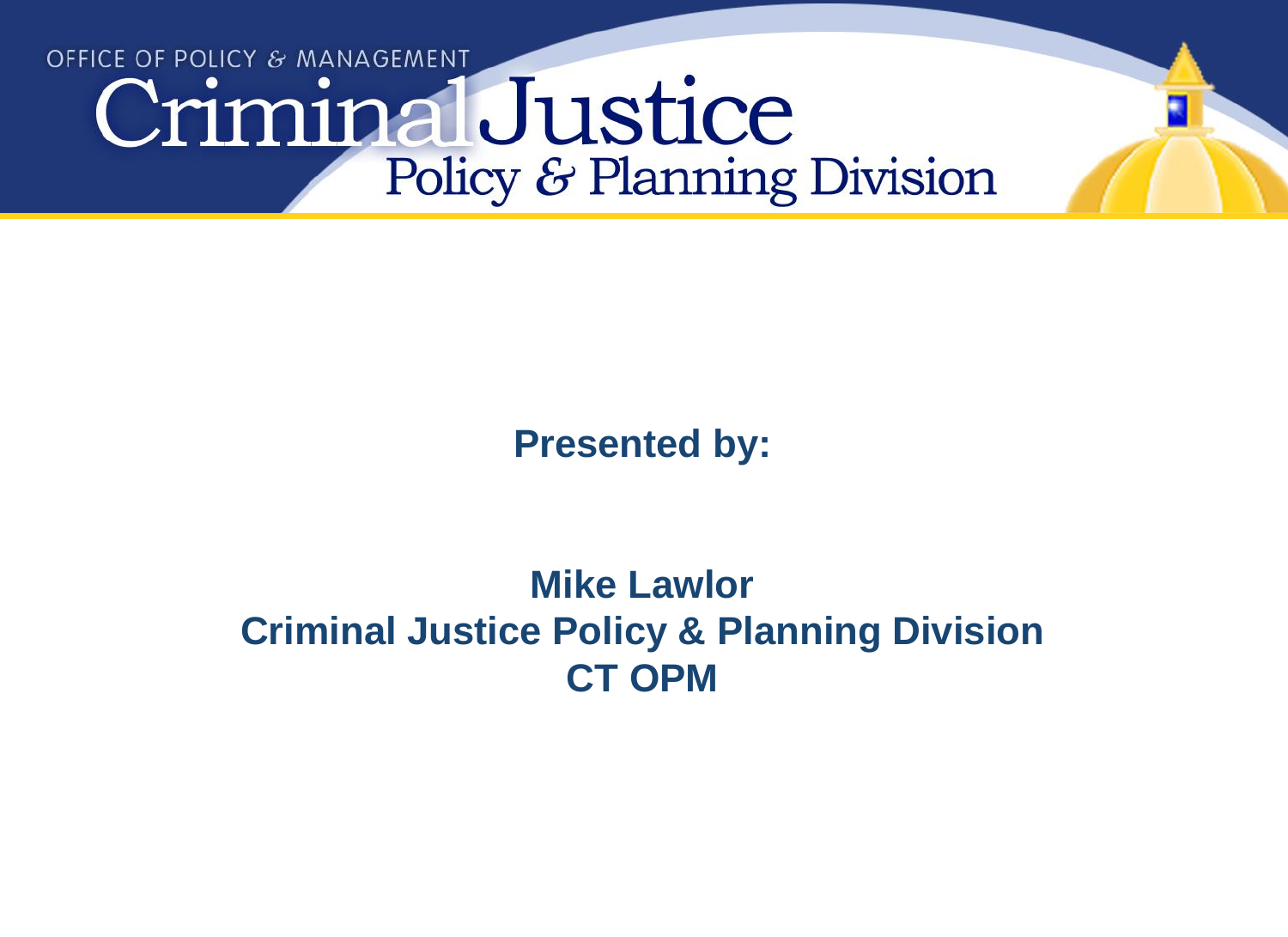OFFICE OF POLICY & MANAGEMENT

# Criminal Justice

## Policy & Planning Division

**Presented by:**

**Mike Lawlor**
**Criminal Justice Policy & Planning Division**
**CT OPM**